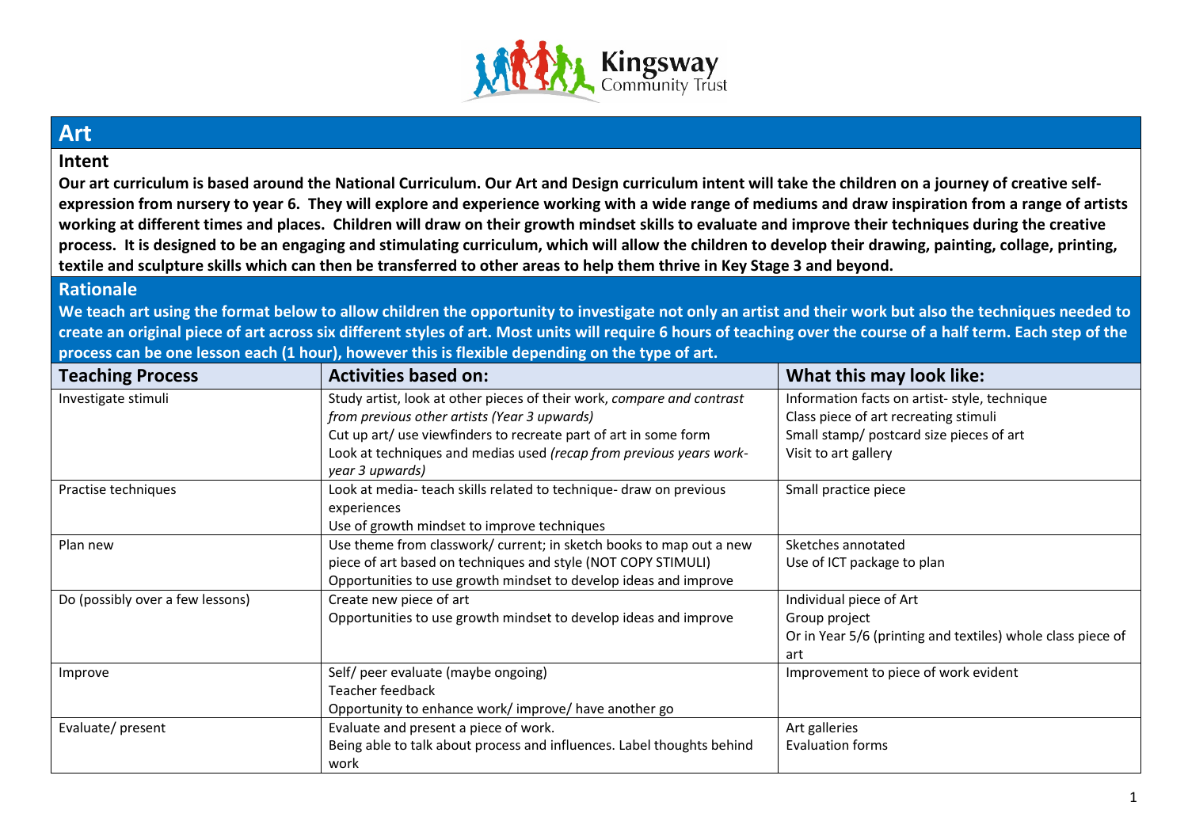Kingsway Community Trust

# Art

## Intent

**Our art curriculum is based around the National Curriculum. Our Art and Design curriculum intent will take the children on a journey of creative self-expression from nursery to year 6. They will explore and experience working with a wide range of mediums and draw inspiration from a range of artists working at different times and places. Children will draw on their growth mindset skills to evaluate and improve their techniques during the creative process. It is designed to be an engaging and stimulating curriculum, which will allow the children to develop their drawing, painting, collage, printing, textile and sculpture skills which can then be transferred to other areas to help them thrive in Key Stage 3 and beyond.**

## Rationale

**We teach art using the format below to allow children the opportunity to investigate not only an artist and their work but also the techniques needed to create an original piece of art across six different styles of art. Most units will require 6 hours of teaching over the course of a half term. Each step of the process can be one lesson each (1 hour), however this is flexible depending on the type of art.**

| Teaching Process | Activities based on: | What this may look like: |
|---|---|---|
| Investigate stimuli | Study artist, look at other pieces of their work, *compare and contrast from previous other artists (Year 3 upwards)*<br>Cut up art/ use viewfinders to recreate part of art in some form<br>Look at techniques and medias used *(recap from previous years work- year 3 upwards)* | Information facts on artist- style, technique<br>Class piece of art recreating stimuli<br>Small stamp/ postcard size pieces of art<br>Visit to art gallery |
| Practise techniques | Look at media- teach skills related to technique- draw on previous experiences<br>Use of growth mindset to improve techniques | Small practice piece |
| Plan new | Use theme from classwork/ current; in sketch books to map out a new piece of art based on techniques and style (NOT COPY STIMULI)<br>Opportunities to use growth mindset to develop ideas and improve | Sketches annotated<br>Use of ICT package to plan |
| Do (possibly over a few lessons) | Create new piece of art<br>Opportunities to use growth mindset to develop ideas and improve | Individual piece of Art<br>Group project<br>Or in Year 5/6 (printing and textiles) whole class piece of art |
| Improve | Self/ peer evaluate (maybe ongoing)<br>Teacher feedback<br>Opportunity to enhance work/ improve/ have another go | Improvement to piece of work evident |
| Evaluate/ present | Evaluate and present a piece of work.<br>Being able to talk about process and influences. Label thoughts behind work | Art galleries<br>Evaluation forms |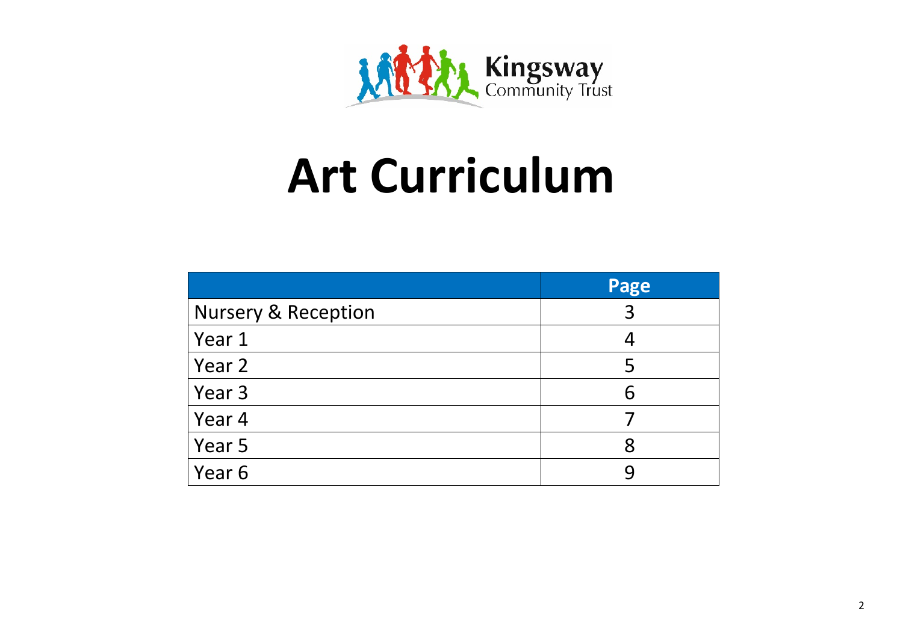Kingsway
Community Trust

# Art Curriculum

| | Page |
|---|---|
| Nursery & Reception | 3 |
| Year 1 | 4 |
| Year 2 | 5 |
| Year 3 | 6 |
| Year 4 | 7 |
| Year 5 | 8 |
| Year 6 | 9 |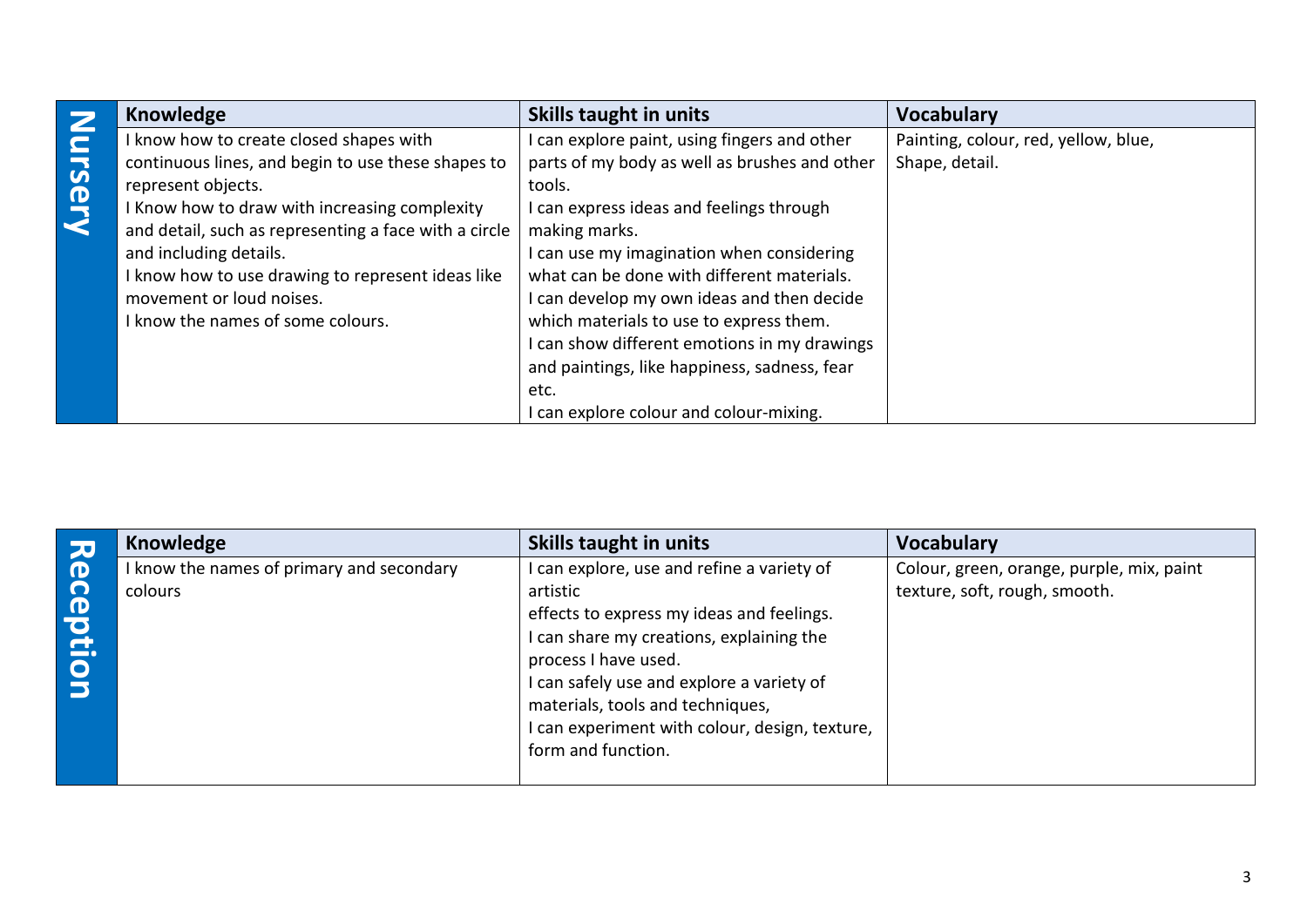## Nursery

| Knowledge | Skills taught in units | Vocabulary |
|---|---|---|
| I know how to create closed shapes with continuous lines, and begin to use these shapes to represent objects.<br>I Know how to draw with increasing complexity and detail, such as representing a face with a circle and including details.<br>I know how to use drawing to represent ideas like movement or loud noises.<br>I know the names of some colours. | I can explore paint, using fingers and other parts of my body as well as brushes and other tools.<br>I can express ideas and feelings through making marks.<br>I can use my imagination when considering what can be done with different materials.<br>I can develop my own ideas and then decide which materials to use to express them.<br>I can show different emotions in my drawings and paintings, like happiness, sadness, fear etc.<br>I can explore colour and colour-mixing. | Painting, colour, red, yellow, blue, Shape, detail. |

## Reception

| Knowledge | Skills taught in units | Vocabulary |
|---|---|---|
| I know the names of primary and secondary colours | I can explore, use and refine a variety of artistic effects to express my ideas and feelings.<br>I can share my creations, explaining the process I have used.<br>I can safely use and explore a variety of materials, tools and techniques,<br>I can experiment with colour, design, texture, form and function. | Colour, green, orange, purple, mix, paint texture, soft, rough, smooth. |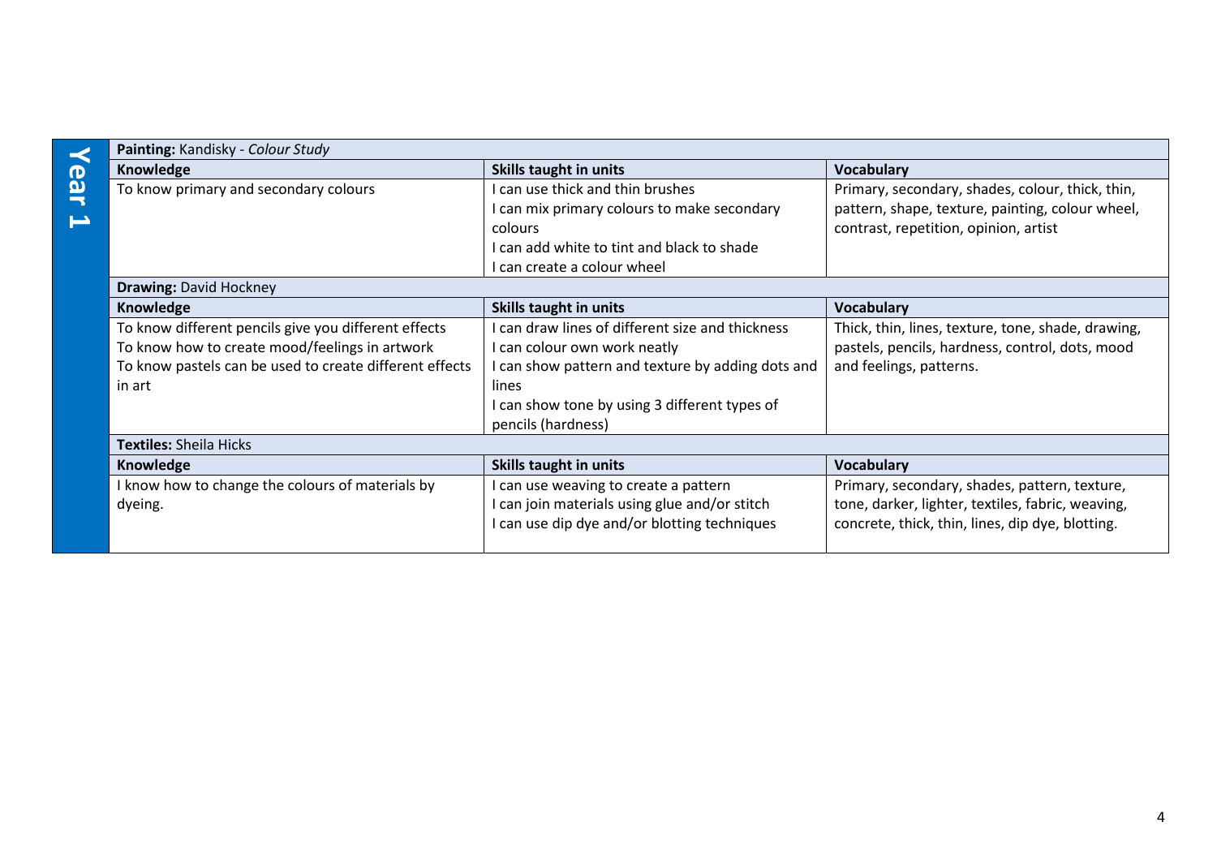## Year 1

| **Painting:** Kandisky - *Colour Study* | | |
|---|---|---|
| **Knowledge** | **Skills taught in units** | **Vocabulary** |
| To know primary and secondary colours | I can use thick and thin brushes<br>I can mix primary colours to make secondary colours<br>I can add white to tint and black to shade<br>I can create a colour wheel | Primary, secondary, shades, colour, thick, thin, pattern, shape, texture, painting, colour wheel, contrast, repetition, opinion, artist |
| **Drawing:** David Hockney | | |
| **Knowledge** | **Skills taught in units** | **Vocabulary** |
| To know different pencils give you different effects<br>To know how to create mood/feelings in artwork<br>To know pastels can be used to create different effects in art | I can draw lines of different size and thickness<br>I can colour own work neatly<br>I can show pattern and texture by adding dots and lines<br>I can show tone by using 3 different types of pencils (hardness) | Thick, thin, lines, texture, tone, shade, drawing, pastels, pencils, hardness, control, dots, mood and feelings, patterns. |
| **Textiles:** Sheila Hicks | | |
| **Knowledge** | **Skills taught in units** | **Vocabulary** |
| I know how to change the colours of materials by dyeing. | I can use weaving to create a pattern<br>I can join materials using glue and/or stitch<br>I can use dip dye and/or blotting techniques | Primary, secondary, shades, pattern, texture, tone, darker, lighter, textiles, fabric, weaving, concrete, thick, thin, lines, dip dye, blotting. |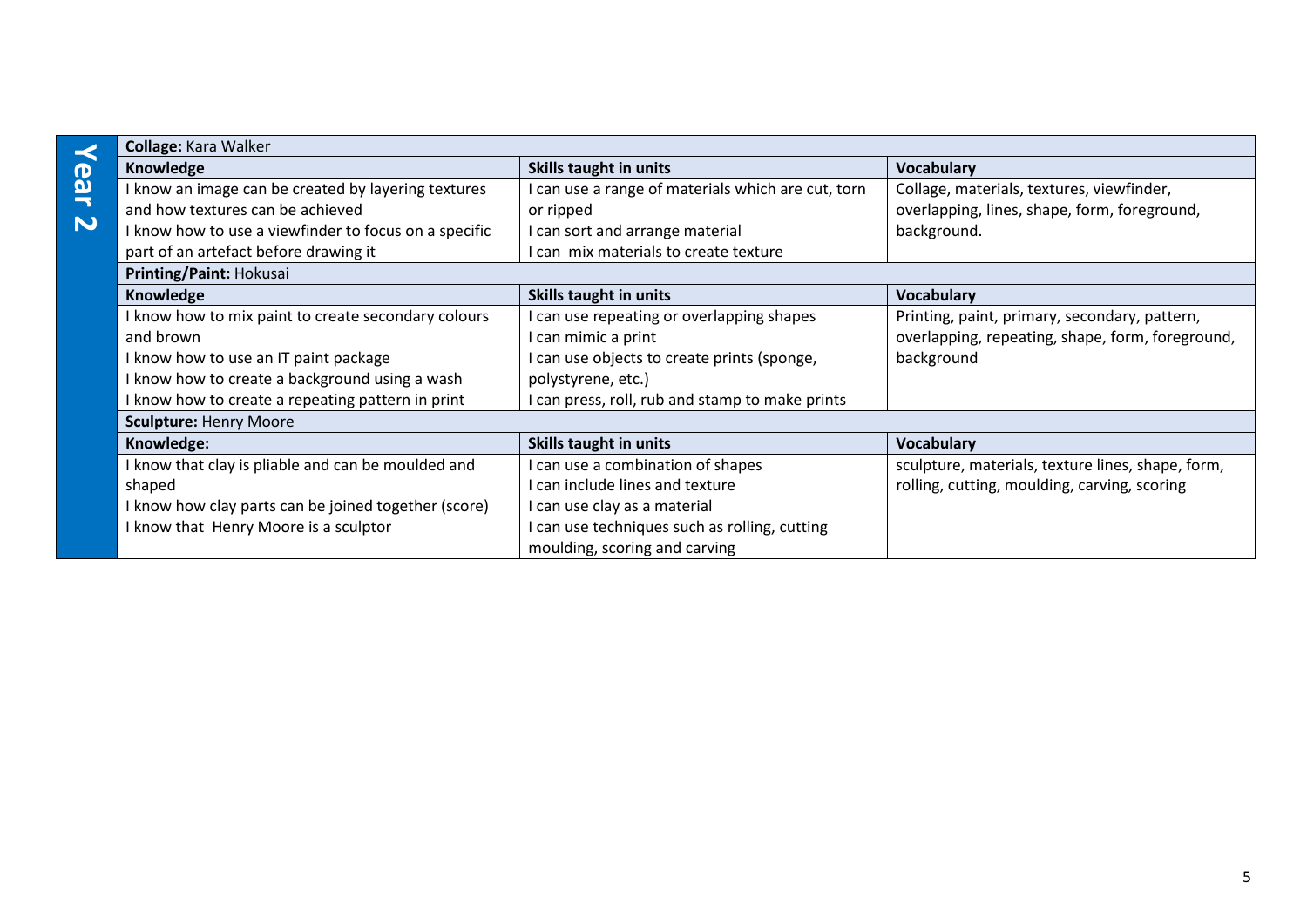## Year 2

| Collage: Kara Walker | | |
|---|---|---|
| **Knowledge** | **Skills taught in units** | **Vocabulary** |
| I know an image can be created by layering textures and how textures can be achieved<br>I know how to use a viewfinder to focus on a specific part of an artefact before drawing it | I can use a range of materials which are cut, torn or ripped<br>I can sort and arrange material<br>I can mix materials to create texture | Collage, materials, textures, viewfinder, overlapping, lines, shape, form, foreground, background. |
| **Printing/Paint:** Hokusai | | |
| **Knowledge** | **Skills taught in units** | **Vocabulary** |
| I know how to mix paint to create secondary colours and brown<br>I know how to use an IT paint package<br>I know how to create a background using a wash<br>I know how to create a repeating pattern in print | I can use repeating or overlapping shapes<br>I can mimic a print<br>I can use objects to create prints (sponge, polystyrene, etc.)<br>I can press, roll, rub and stamp to make prints | Printing, paint, primary, secondary, pattern, overlapping, repeating, shape, form, foreground, background |
| **Sculpture:** Henry Moore | | |
| **Knowledge:** | **Skills taught in units** | **Vocabulary** |
| I know that clay is pliable and can be moulded and shaped<br>I know how clay parts can be joined together (score)<br>I know that Henry Moore is a sculptor | I can use a combination of shapes<br>I can include lines and texture<br>I can use clay as a material<br>I can use techniques such as rolling, cutting moulding, scoring and carving | sculpture, materials, texture lines, shape, form, rolling, cutting, moulding, carving, scoring |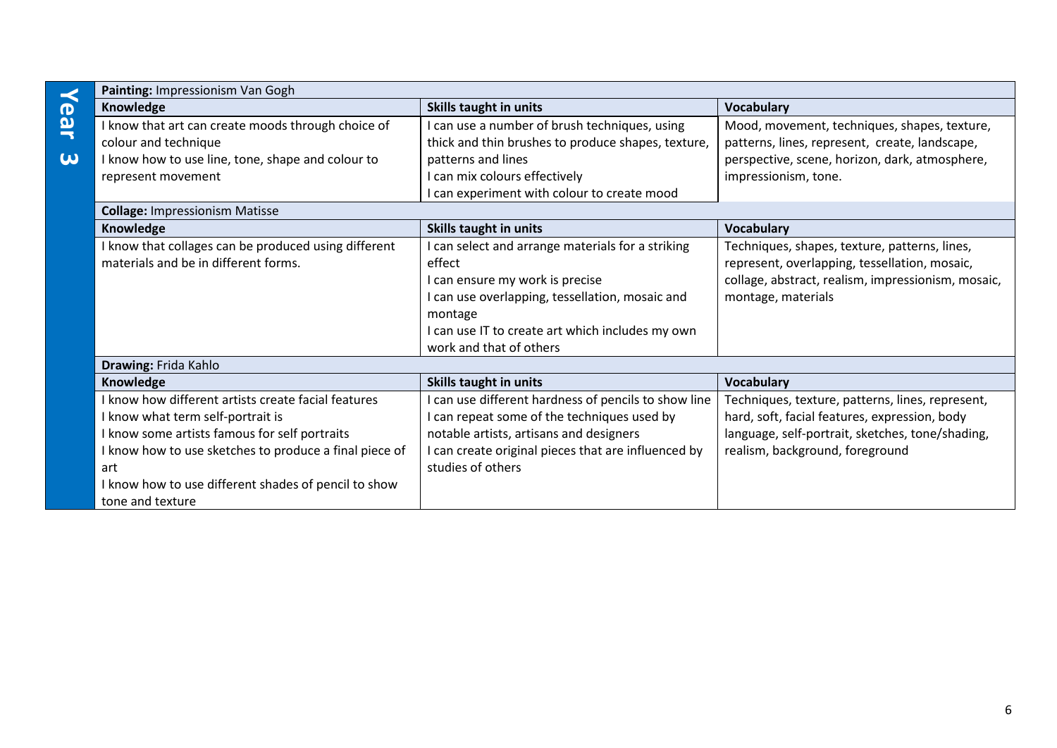## Year 3

| **Painting:** Impressionism Van Gogh | | |
|---|---|---|
| **Knowledge** | **Skills taught in units** | **Vocabulary** |
| I know that art can create moods through choice of colour and technique<br>I know how to use line, tone, shape and colour to represent movement | I can use a number of brush techniques, using thick and thin brushes to produce shapes, texture, patterns and lines<br>I can mix colours effectively<br>I can experiment with colour to create mood | Mood, movement, techniques, shapes, texture, patterns, lines, represent, create, landscape, perspective, scene, horizon, dark, atmosphere, impressionism, tone. |
| **Collage:** Impressionism Matisse | | |
| **Knowledge** | **Skills taught in units** | **Vocabulary** |
| I know that collages can be produced using different materials and be in different forms. | I can select and arrange materials for a striking effect<br>I can ensure my work is precise<br>I can use overlapping, tessellation, mosaic and montage<br>I can use IT to create art which includes my own work and that of others | Techniques, shapes, texture, patterns, lines, represent, overlapping, tessellation, mosaic, collage, abstract, realism, impressionism, mosaic, montage, materials |
| **Drawing:** Frida Kahlo | | |
| **Knowledge** | **Skills taught in units** | **Vocabulary** |
| I know how different artists create facial features<br>I know what term self-portrait is<br>I know some artists famous for self portraits<br>I know how to use sketches to produce a final piece of art<br>I know how to use different shades of pencil to show tone and texture | I can use different hardness of pencils to show line<br>I can repeat some of the techniques used by notable artists, artisans and designers<br>I can create original pieces that are influenced by studies of others | Techniques, texture, patterns, lines, represent, hard, soft, facial features, expression, body language, self-portrait, sketches, tone/shading, realism, background, foreground |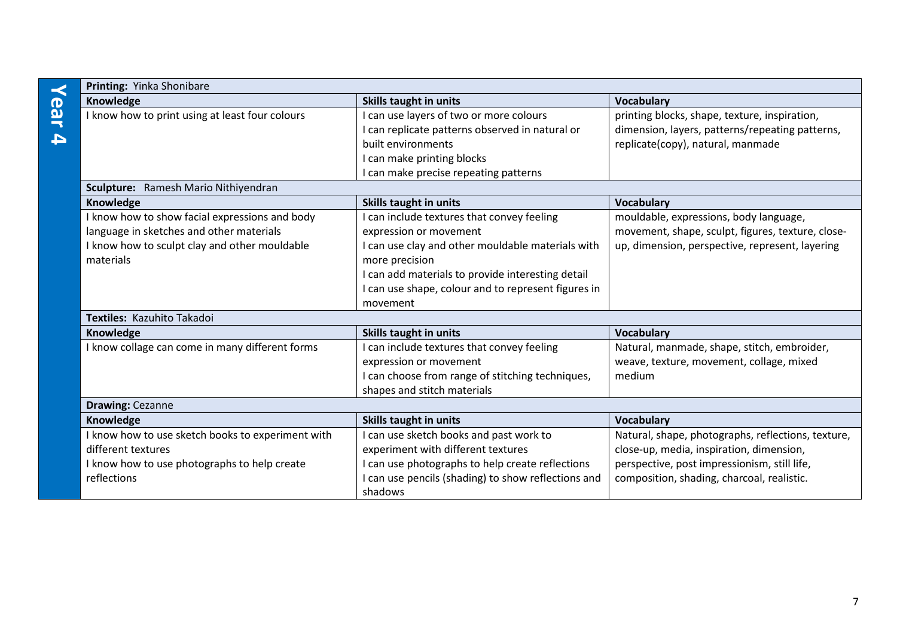## Year 4

| **Printing:** Yinka Shonibare | | |
|---|---|---|
| **Knowledge** | **Skills taught in units** | **Vocabulary** |
| I know how to print using at least four colours | I can use layers of two or more colours<br>I can replicate patterns observed in natural or built environments<br>I can make printing blocks<br>I can make precise repeating patterns | printing blocks, shape, texture, inspiration, dimension, layers, patterns/repeating patterns, replicate(copy), natural, manmade |
| **Sculpture:** Ramesh Mario Nithiyendran | | |
| **Knowledge** | **Skills taught in units** | **Vocabulary** |
| I know how to show facial expressions and body language in sketches and other materials<br>I know how to sculpt clay and other mouldable materials | I can include textures that convey feeling expression or movement<br>I can use clay and other mouldable materials with more precision<br>I can add materials to provide interesting detail<br>I can use shape, colour and to represent figures in movement | mouldable, expressions, body language, movement, shape, sculpt, figures, texture, close-up, dimension, perspective, represent, layering |
| **Textiles:** Kazuhito Takadoi | | |
| **Knowledge** | **Skills taught in units** | **Vocabulary** |
| I know collage can come in many different forms | I can include textures that convey feeling expression or movement<br>I can choose from range of stitching techniques, shapes and stitch materials | Natural, manmade, shape, stitch, embroider, weave, texture, movement, collage, mixed medium |
| **Drawing:** Cezanne | | |
| **Knowledge** | **Skills taught in units** | **Vocabulary** |
| I know how to use sketch books to experiment with different textures<br>I know how to use photographs to help create reflections | I can use sketch books and past work to experiment with different textures<br>I can use photographs to help create reflections<br>I can use pencils (shading) to show reflections and shadows | Natural, shape, photographs, reflections, texture, close-up, media, inspiration, dimension, perspective, post impressionism, still life, composition, shading, charcoal, realistic. |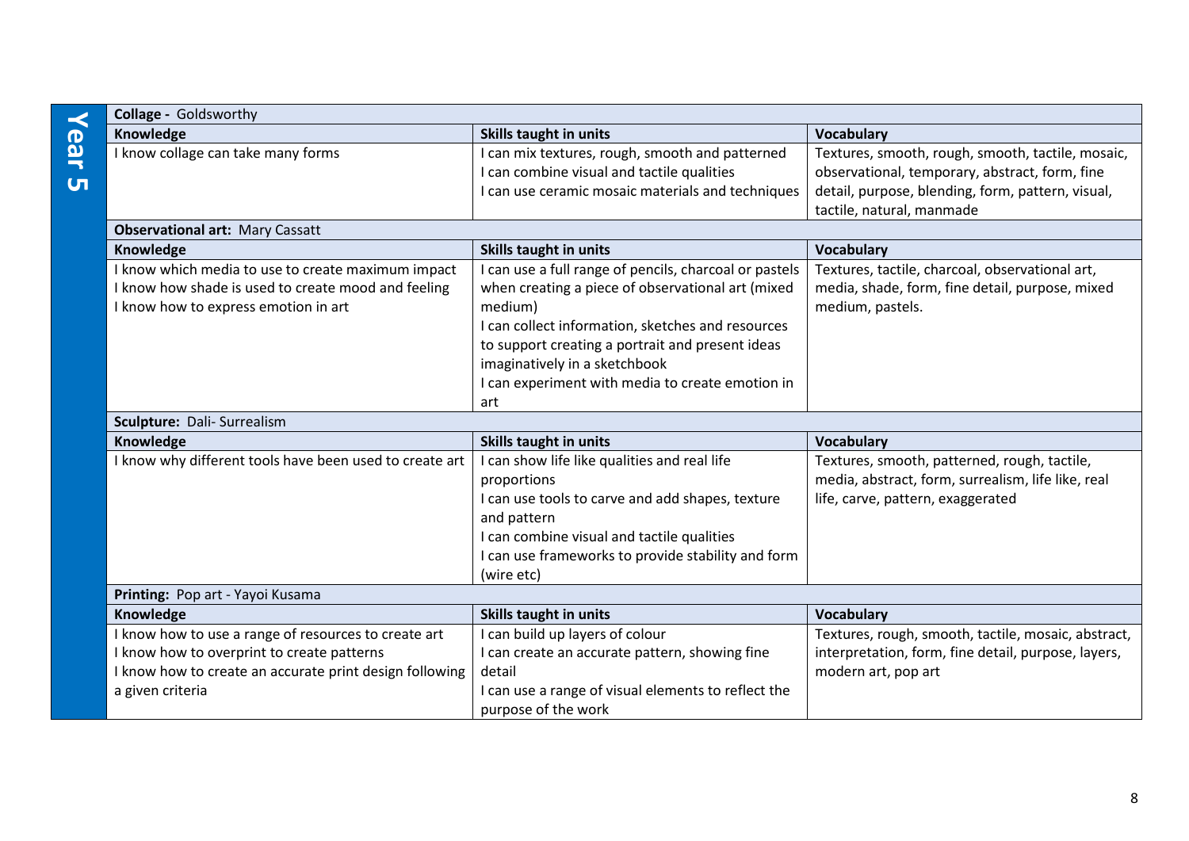## Year 5

| Collage - Goldsworthy | | |
|---|---|---|
| **Knowledge** | **Skills taught in units** | **Vocabulary** |
| I know collage can take many forms | I can mix textures, rough, smooth and patterned<br>I can combine visual and tactile qualities<br>I can use ceramic mosaic materials and techniques | Textures, smooth, rough, smooth, tactile, mosaic, observational, temporary, abstract, form, fine detail, purpose, blending, form, pattern, visual, tactile, natural, manmade |
| **Observational art:** Mary Cassatt | | |
| **Knowledge** | **Skills taught in units** | **Vocabulary** |
| I know which media to use to create maximum impact<br>I know how shade is used to create mood and feeling<br>I know how to express emotion in art | I can use a full range of pencils, charcoal or pastels when creating a piece of observational art (mixed medium)<br>I can collect information, sketches and resources to support creating a portrait and present ideas imaginatively in a sketchbook<br>I can experiment with media to create emotion in art | Textures, tactile, charcoal, observational art, media, shade, form, fine detail, purpose, mixed medium, pastels. |
| **Sculpture:** Dali- Surrealism | | |
| **Knowledge** | **Skills taught in units** | **Vocabulary** |
| I know why different tools have been used to create art | I can show life like qualities and real life proportions<br>I can use tools to carve and add shapes, texture and pattern<br>I can combine visual and tactile qualities<br>I can use frameworks to provide stability and form (wire etc) | Textures, smooth, patterned, rough, tactile, media, abstract, form, surrealism, life like, real life, carve, pattern, exaggerated |
| **Printing:** Pop art - Yayoi Kusama | | |
| **Knowledge** | **Skills taught in units** | **Vocabulary** |
| I know how to use a range of resources to create art<br>I know how to overprint to create patterns<br>I know how to create an accurate print design following a given criteria | I can build up layers of colour<br>I can create an accurate pattern, showing fine detail<br>I can use a range of visual elements to reflect the purpose of the work | Textures, rough, smooth, tactile, mosaic, abstract, interpretation, form, fine detail, purpose, layers, modern art, pop art |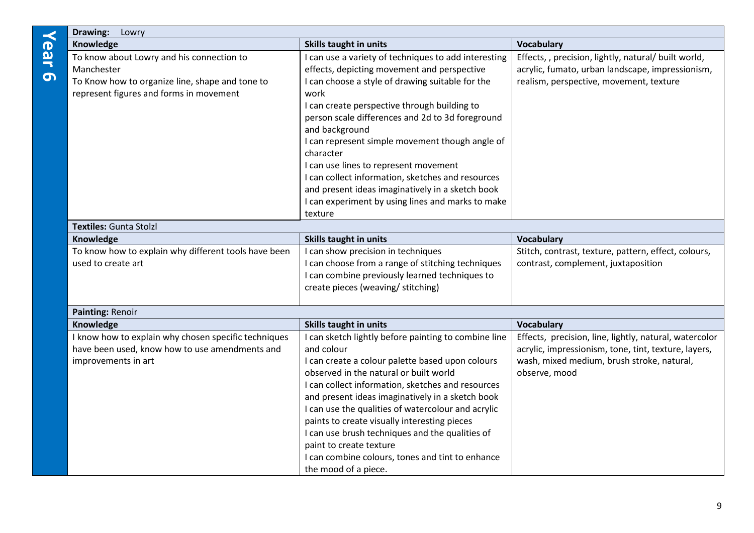# Year 6

| Drawing: Lowry | | |
|---|---|---|
| **Knowledge** | **Skills taught in units** | **Vocabulary** |
| To know about Lowry and his connection to Manchester<br>To Know how to organize line, shape and tone to represent figures and forms in movement | I can use a variety of techniques to add interesting effects, depicting movement and perspective<br>I can choose a style of drawing suitable for the work<br>I can create perspective through building to person scale differences and 2d to 3d foreground and background<br>I can represent simple movement though angle of character<br>I can use lines to represent movement<br>I can collect information, sketches and resources and present ideas imaginatively in a sketch book<br>I can experiment by using lines and marks to make texture | Effects, , precision, lightly, natural/ built world, acrylic, fumato, urban landscape, impressionism, realism, perspective, movement, texture |

| Textiles: Gunta Stolzl | | |
|---|---|---|
| **Knowledge** | **Skills taught in units** | **Vocabulary** |
| To know how to explain why different tools have been used to create art | I can show precision in techniques<br>I can choose from a range of stitching techniques<br>I can combine previously learned techniques to create pieces (weaving/ stitching) | Stitch, contrast, texture, pattern, effect, colours, contrast, complement, juxtaposition |

| Painting: Renoir | | |
|---|---|---|
| **Knowledge** | **Skills taught in units** | **Vocabulary** |
| I know how to explain why chosen specific techniques have been used, know how to use amendments and improvements in art | I can sketch lightly before painting to combine line and colour<br>I can create a colour palette based upon colours observed in the natural or built world<br>I can collect information, sketches and resources and present ideas imaginatively in a sketch book<br>I can use the qualities of watercolour and acrylic paints to create visually interesting pieces<br>I can use brush techniques and the qualities of paint to create texture<br>I can combine colours, tones and tint to enhance the mood of a piece. | Effects, precision, line, lightly, natural, watercolor acrylic, impressionism, tone, tint, texture, layers, wash, mixed medium, brush stroke, natural, observe, mood |